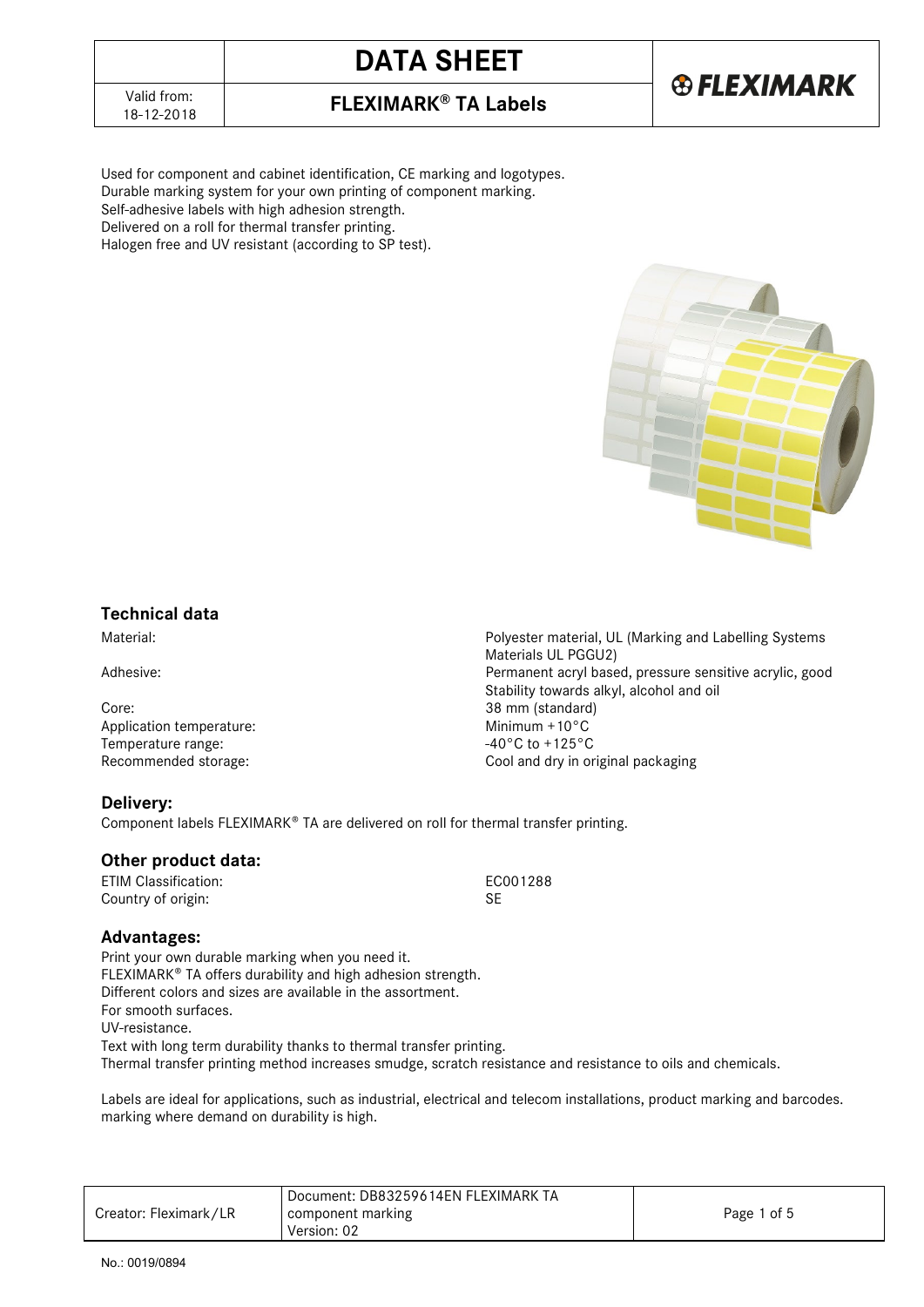# DATA SHEET

## FLEXIMARK® TA Labels

Valid from: 18-12-2018

Used for component and cabinet identification, CE marking and logotypes.
Durable marking system for your own printing of component marking.
Self-adhesive labels with high adhesion strength.
Delivered on a roll for thermal transfer printing.
Halogen free and UV resistant (according to SP test).

### Technical data

| | |
|---|---|
| Material: | Polyester material, UL (Marking and Labelling Systems Materials UL PGGU2) |
| Adhesive: | Permanent acryl based, pressure sensitive acrylic, good Stability towards alkyl, alcohol and oil |
| Core: | 38 mm (standard) |
| Application temperature: | Minimum +10°C |
| Temperature range: | -40°C to +125°C |
| Recommended storage: | Cool and dry in original packaging |

### Delivery:

Component labels FLEXIMARK® TA are delivered on roll for thermal transfer printing.

### Other product data:

| | |
|---|---|
| ETIM Classification: | EC001288 |
| Country of origin: | SE |

### Advantages:

Print your own durable marking when you need it.
FLEXIMARK® TA offers durability and high adhesion strength.
Different colors and sizes are available in the assortment.
For smooth surfaces.
UV-resistance.
Text with long term durability thanks to thermal transfer printing.
Thermal transfer printing method increases smudge, scratch resistance and resistance to oils and chemicals.

Labels are ideal for applications, such as industrial, electrical and telecom installations, product marking and barcodes. marking where demand on durability is high.

Creator: Fleximark/LR | Document: DB83259614EN FLEXIMARK TA component marking Version: 02

No.: 0019/0894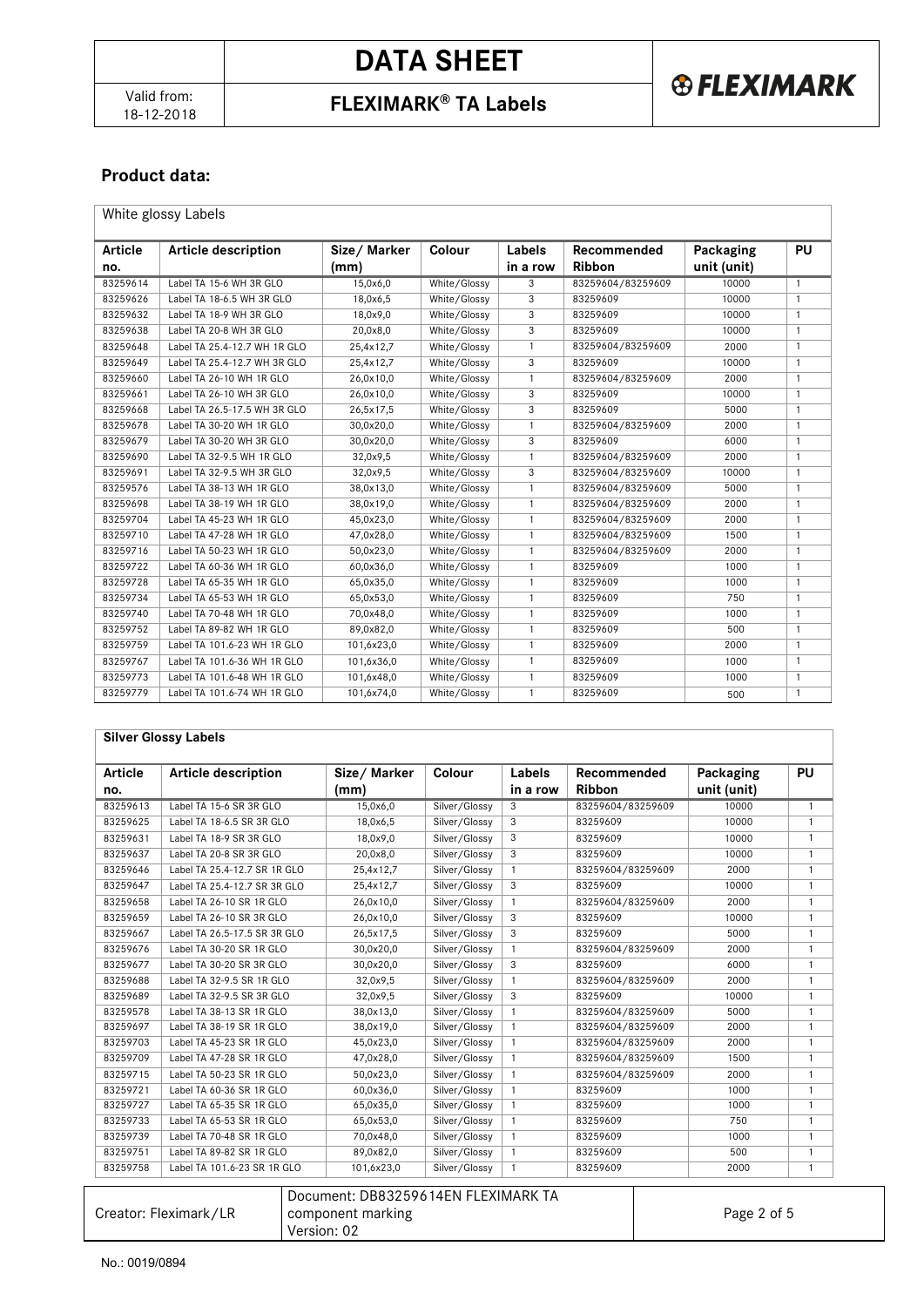## Product data:

| White glossy Labels | | | | | | | |
|---|---|---|---|---|---|---|---|
| **Article no.** | **Article description** | **Size/ Marker (mm)** | **Colour** | **Labels in a row** | **Recommended Ribbon** | **Packaging unit (unit)** | **PU** |
| 83259614 | Label TA 15-6 WH 3R GLO | 15,0x6,0 | White/Glossy | 3 | 83259604/83259609 | 10000 | 1 |
| 83259626 | Label TA 18-6.5 WH 3R GLO | 18,0x6,5 | White/Glossy | 3 | 83259609 | 10000 | 1 |
| 83259632 | Label TA 18-9 WH 3R GLO | 18,0x9,0 | White/Glossy | 3 | 83259609 | 10000 | 1 |
| 83259638 | Label TA 20-8 WH 3R GLO | 20,0x8,0 | White/Glossy | 3 | 83259609 | 10000 | 1 |
| 83259648 | Label TA 25.4-12.7 WH 1R GLO | 25,4x12,7 | White/Glossy | 1 | 83259604/83259609 | 2000 | 1 |
| 83259649 | Label TA 25.4-12.7 WH 3R GLO | 25,4x12,7 | White/Glossy | 3 | 83259609 | 10000 | 1 |
| 83259660 | Label TA 26-10 WH 1R GLO | 26,0x10,0 | White/Glossy | 1 | 83259604/83259609 | 2000 | 1 |
| 83259661 | Label TA 26-10 WH 3R GLO | 26,0x10,0 | White/Glossy | 3 | 83259609 | 10000 | 1 |
| 83259668 | Label TA 26.5-17.5 WH 3R GLO | 26,5x17,5 | White/Glossy | 3 | 83259609 | 5000 | 1 |
| 83259678 | Label TA 30-20 WH 1R GLO | 30,0x20,0 | White/Glossy | 1 | 83259604/83259609 | 2000 | 1 |
| 83259679 | Label TA 30-20 WH 3R GLO | 30,0x20,0 | White/Glossy | 3 | 83259609 | 6000 | 1 |
| 83259690 | Label TA 32-9.5 WH 1R GLO | 32,0x9,5 | White/Glossy | 1 | 83259604/83259609 | 2000 | 1 |
| 83259691 | Label TA 32-9.5 WH 3R GLO | 32,0x9,5 | White/Glossy | 3 | 83259604/83259609 | 10000 | 1 |
| 83259576 | Label TA 38-13 WH 1R GLO | 38,0x13,0 | White/Glossy | 1 | 83259604/83259609 | 5000 | 1 |
| 83259698 | Label TA 38-19 WH 1R GLO | 38,0x19,0 | White/Glossy | 1 | 83259604/83259609 | 2000 | 1 |
| 83259704 | Label TA 45-23 WH 1R GLO | 45,0x23,0 | White/Glossy | 1 | 83259604/83259609 | 2000 | 1 |
| 83259710 | Label TA 47-28 WH 1R GLO | 47,0x28,0 | White/Glossy | 1 | 83259604/83259609 | 1500 | 1 |
| 83259716 | Label TA 50-23 WH 1R GLO | 50,0x23,0 | White/Glossy | 1 | 83259604/83259609 | 2000 | 1 |
| 83259722 | Label TA 60-36 WH 1R GLO | 60,0x36,0 | White/Glossy | 1 | 83259609 | 1000 | 1 |
| 83259728 | Label TA 65-35 WH 1R GLO | 65,0x35,0 | White/Glossy | 1 | 83259609 | 1000 | 1 |
| 83259734 | Label TA 65-53 WH 1R GLO | 65,0x53,0 | White/Glossy | 1 | 83259609 | 750 | 1 |
| 83259740 | Label TA 70-48 WH 1R GLO | 70,0x48,0 | White/Glossy | 1 | 83259609 | 1000 | 1 |
| 83259752 | Label TA 89-82 WH 1R GLO | 89,0x82,0 | White/Glossy | 1 | 83259609 | 500 | 1 |
| 83259759 | Label TA 101.6-23 WH 1R GLO | 101,6x23,0 | White/Glossy | 1 | 83259609 | 2000 | 1 |
| 83259767 | Label TA 101.6-36 WH 1R GLO | 101,6x36,0 | White/Glossy | 1 | 83259609 | 1000 | 1 |
| 83259773 | Label TA 101.6-48 WH 1R GLO | 101,6x48,0 | White/Glossy | 1 | 83259609 | 1000 | 1 |
| 83259779 | Label TA 101.6-74 WH 1R GLO | 101,6x74,0 | White/Glossy | 1 | 83259609 | 500 | 1 |

| **Silver Glossy Labels** | | | | | | | |
|---|---|---|---|---|---|---|---|
| **Article no.** | **Article description** | **Size/ Marker (mm)** | **Colour** | **Labels in a row** | **Recommended Ribbon** | **Packaging unit (unit)** | **PU** |
| 83259613 | Label TA 15-6 SR 3R GLO | 15,0x6,0 | Silver/Glossy | 3 | 83259604/83259609 | 10000 | 1 |
| 83259625 | Label TA 18-6.5 SR 3R GLO | 18,0x6,5 | Silver/Glossy | 3 | 83259609 | 10000 | 1 |
| 83259631 | Label TA 18-9 SR 3R GLO | 18,0x9,0 | Silver/Glossy | 3 | 83259609 | 10000 | 1 |
| 83259637 | Label TA 20-8 SR 3R GLO | 20,0x8,0 | Silver/Glossy | 3 | 83259609 | 10000 | 1 |
| 83259646 | Label TA 25.4-12.7 SR 1R GLO | 25,4x12,7 | Silver/Glossy | 1 | 83259604/83259609 | 2000 | 1 |
| 83259647 | Label TA 25.4-12.7 SR 3R GLO | 25,4x12,7 | Silver/Glossy | 3 | 83259609 | 10000 | 1 |
| 83259658 | Label TA 26-10 SR 1R GLO | 26,0x10,0 | Silver/Glossy | 1 | 83259604/83259609 | 2000 | 1 |
| 83259659 | Label TA 26-10 SR 3R GLO | 26,0x10,0 | Silver/Glossy | 3 | 83259609 | 10000 | 1 |
| 83259667 | Label TA 26.5-17.5 SR 3R GLO | 26,5x17,5 | Silver/Glossy | 3 | 83259609 | 5000 | 1 |
| 83259676 | Label TA 30-20 SR 1R GLO | 30,0x20,0 | Silver/Glossy | 1 | 83259604/83259609 | 2000 | 1 |
| 83259677 | Label TA 30-20 SR 3R GLO | 30,0x20,0 | Silver/Glossy | 3 | 83259609 | 6000 | 1 |
| 83259688 | Label TA 32-9.5 SR 1R GLO | 32,0x9,5 | Silver/Glossy | 1 | 83259604/83259609 | 2000 | 1 |
| 83259689 | Label TA 32-9.5 SR 3R GLO | 32,0x9,5 | Silver/Glossy | 3 | 83259609 | 10000 | 1 |
| 83259578 | Label TA 38-13 SR 1R GLO | 38,0x13,0 | Silver/Glossy | 1 | 83259604/83259609 | 5000 | 1 |
| 83259697 | Label TA 38-19 SR 1R GLO | 38,0x19,0 | Silver/Glossy | 1 | 83259604/83259609 | 2000 | 1 |
| 83259703 | Label TA 45-23 SR 1R GLO | 45,0x23,0 | Silver/Glossy | 1 | 83259604/83259609 | 2000 | 1 |
| 83259709 | Label TA 47-28 SR 1R GLO | 47,0x28,0 | Silver/Glossy | 1 | 83259604/83259609 | 1500 | 1 |
| 83259715 | Label TA 50-23 SR 1R GLO | 50,0x23,0 | Silver/Glossy | 1 | 83259604/83259609 | 2000 | 1 |
| 83259721 | Label TA 60-36 SR 1R GLO | 60,0x36,0 | Silver/Glossy | 1 | 83259609 | 1000 | 1 |
| 83259727 | Label TA 65-35 SR 1R GLO | 65,0x35,0 | Silver/Glossy | 1 | 83259609 | 1000 | 1 |
| 83259733 | Label TA 65-53 SR 1R GLO | 65,0x53,0 | Silver/Glossy | 1 | 83259609 | 750 | 1 |
| 83259739 | Label TA 70-48 SR 1R GLO | 70,0x48,0 | Silver/Glossy | 1 | 83259609 | 1000 | 1 |
| 83259751 | Label TA 89-82 SR 1R GLO | 89,0x82,0 | Silver/Glossy | 1 | 83259609 | 500 | 1 |
| 83259758 | Label TA 101.6-23 SR 1R GLO | 101,6x23,0 | Silver/Glossy | 1 | 83259609 | 2000 | 1 |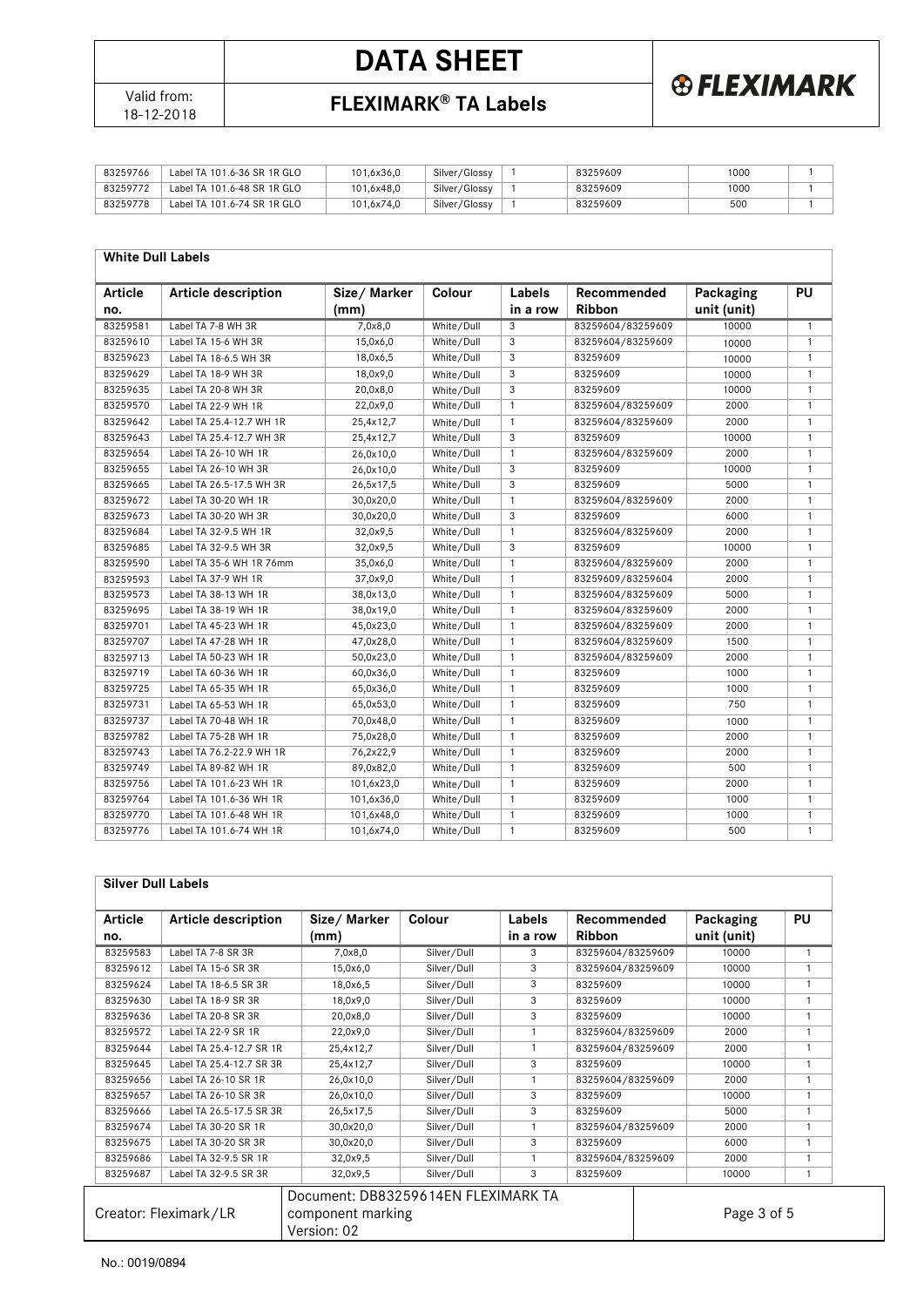| | | | | | | | |
|---|---|---|---|---|---|---|---|
| 83259766 | Label TA 101.6-36 SR 1R GLO | 101,6x36,0 | Silver/Glossy | 1 | 83259609 | 1000 | 1 |
| 83259772 | Label TA 101.6-48 SR 1R GLO | 101,6x48,0 | Silver/Glossy | 1 | 83259609 | 1000 | 1 |
| 83259778 | Label TA 101.6-74 SR 1R GLO | 101,6x74,0 | Silver/Glossy | 1 | 83259609 | 500 | 1 |

## White Dull Labels

| Article no. | Article description | Size/ Marker (mm) | Colour | Labels in a row | Recommended Ribbon | Packaging unit (unit) | PU |
|---|---|---|---|---|---|---|---|
| 83259581 | Label TA 7-8 WH 3R | 7,0x8,0 | White/Dull | 3 | 83259604/83259609 | 10000 | 1 |
| 83259610 | Label TA 15-6 WH 3R | 15,0x6,0 | White/Dull | 3 | 83259604/83259609 | 10000 | 1 |
| 83259623 | Label TA 18-6.5 WH 3R | 18,0x6,5 | White/Dull | 3 | 83259609 | 10000 | 1 |
| 83259629 | Label TA 18-9 WH 3R | 18,0x9,0 | White/Dull | 3 | 83259609 | 10000 | 1 |
| 83259635 | Label TA 20-8 WH 3R | 20,0x8,0 | White/Dull | 3 | 83259609 | 10000 | 1 |
| 83259570 | Label TA 22-9 WH 1R | 22,0x9,0 | White/Dull | 1 | 83259604/83259609 | 2000 | 1 |
| 83259642 | Label TA 25.4-12.7 WH 1R | 25,4x12,7 | White/Dull | 1 | 83259604/83259609 | 2000 | 1 |
| 83259643 | Label TA 25.4-12.7 WH 3R | 25,4x12,7 | White/Dull | 3 | 83259609 | 10000 | 1 |
| 83259654 | Label TA 26-10 WH 1R | 26,0x10,0 | White/Dull | 1 | 83259604/83259609 | 2000 | 1 |
| 83259655 | Label TA 26-10 WH 3R | 26,0x10,0 | White/Dull | 3 | 83259609 | 10000 | 1 |
| 83259665 | Label TA 26.5-17.5 WH 3R | 26,5x17,5 | White/Dull | 3 | 83259609 | 5000 | 1 |
| 83259672 | Label TA 30-20 WH 1R | 30,0x20,0 | White/Dull | 1 | 83259604/83259609 | 2000 | 1 |
| 83259673 | Label TA 30-20 WH 3R | 30,0x20,0 | White/Dull | 3 | 83259609 | 6000 | 1 |
| 83259684 | Label TA 32-9.5 WH 1R | 32,0x9,5 | White/Dull | 1 | 83259604/83259609 | 2000 | 1 |
| 83259685 | Label TA 32-9.5 WH 3R | 32,0x9,5 | White/Dull | 3 | 83259609 | 10000 | 1 |
| 83259590 | Label TA 35-6 WH 1R 76mm | 35,0x6,0 | White/Dull | 1 | 83259604/83259609 | 2000 | 1 |
| 83259593 | Label TA 37-9 WH 1R | 37,0x9,0 | White/Dull | 1 | 83259609/83259604 | 2000 | 1 |
| 83259573 | Label TA 38-13 WH 1R | 38,0x13,0 | White/Dull | 1 | 83259604/83259609 | 5000 | 1 |
| 83259695 | Label TA 38-19 WH 1R | 38,0x19,0 | White/Dull | 1 | 83259604/83259609 | 2000 | 1 |
| 83259701 | Label TA 45-23 WH 1R | 45,0x23,0 | White/Dull | 1 | 83259604/83259609 | 2000 | 1 |
| 83259707 | Label TA 47-28 WH 1R | 47,0x28,0 | White/Dull | 1 | 83259604/83259609 | 1500 | 1 |
| 83259713 | Label TA 50-23 WH 1R | 50,0x23,0 | White/Dull | 1 | 83259604/83259609 | 2000 | 1 |
| 83259719 | Label TA 60-36 WH 1R | 60,0x36,0 | White/Dull | 1 | 83259609 | 1000 | 1 |
| 83259725 | Label TA 65-36 WH 1R | 65,0x36,0 | White/Dull | 1 | 83259609 | 1000 | 1 |
| 83259731 | Label TA 65-53 WH 1R | 65,0x53,0 | White/Dull | 1 | 83259609 | 750 | 1 |
| 83259737 | Label TA 70-48 WH 1R | 70,0x48,0 | White/Dull | 1 | 83259609 | 1000 | 1 |
| 83259782 | Label TA 75-28 WH 1R | 75,0x28,0 | White/Dull | 1 | 83259609 | 2000 | 1 |
| 83259743 | Label TA 76.2-22.9 WH 1R | 76,2x22,9 | White/Dull | 1 | 83259609 | 2000 | 1 |
| 83259749 | Label TA 89-82 WH 1R | 89,0x82,0 | White/Dull | 1 | 83259609 | 500 | 1 |
| 83259756 | Label TA 101.6-23 WH 1R | 101,6x23,0 | White/Dull | 1 | 83259609 | 2000 | 1 |
| 83259764 | Label TA 101.6-36 WH 1R | 101,6x36,0 | White/Dull | 1 | 83259609 | 1000 | 1 |
| 83259770 | Label TA 101.6-48 WH 1R | 101,6x48,0 | White/Dull | 1 | 83259609 | 1000 | 1 |
| 83259776 | Label TA 101.6-74 WH 1R | 101,6x74,0 | White/Dull | 1 | 83259609 | 500 | 1 |

## Silver Dull Labels

| Article no. | Article description | Size/ Marker (mm) | Colour | Labels in a row | Recommended Ribbon | Packaging unit (unit) | PU |
|---|---|---|---|---|---|---|---|
| 83259583 | Label TA 7-8 SR 3R | 7,0x8,0 | Silver/Dull | 3 | 83259604/83259609 | 10000 | 1 |
| 83259612 | Label TA 15-6 SR 3R | 15,0x6,0 | Silver/Dull | 3 | 83259604/83259609 | 10000 | 1 |
| 83259624 | Label TA 18-6.5 SR 3R | 18,0x6,5 | Silver/Dull | 3 | 83259609 | 10000 | 1 |
| 83259630 | Label TA 18-9 SR 3R | 18,0x9,0 | Silver/Dull | 3 | 83259609 | 10000 | 1 |
| 83259636 | Label TA 20-8 SR 3R | 20,0x8,0 | Silver/Dull | 3 | 83259609 | 10000 | 1 |
| 83259572 | Label TA 22-9 SR 1R | 22,0x9,0 | Silver/Dull | 1 | 83259604/83259609 | 2000 | 1 |
| 83259644 | Label TA 25.4-12.7 SR 1R | 25,4x12,7 | Silver/Dull | 1 | 83259604/83259609 | 2000 | 1 |
| 83259645 | Label TA 25.4-12.7 SR 3R | 25,4x12,7 | Silver/Dull | 3 | 83259609 | 10000 | 1 |
| 83259656 | Label TA 26-10 SR 1R | 26,0x10,0 | Silver/Dull | 1 | 83259604/83259609 | 2000 | 1 |
| 83259657 | Label TA 26-10 SR 3R | 26,0x10,0 | Silver/Dull | 3 | 83259609 | 10000 | 1 |
| 83259666 | Label TA 26.5-17.5 SR 3R | 26,5x17,5 | Silver/Dull | 3 | 83259609 | 5000 | 1 |
| 83259674 | Label TA 30-20 SR 1R | 30,0x20,0 | Silver/Dull | 1 | 83259604/83259609 | 2000 | 1 |
| 83259675 | Label TA 30-20 SR 3R | 30,0x20,0 | Silver/Dull | 3 | 83259609 | 6000 | 1 |
| 83259686 | Label TA 32-9.5 SR 1R | 32,0x9,5 | Silver/Dull | 1 | 83259604/83259609 | 2000 | 1 |
| 83259687 | Label TA 32-9.5 SR 3R | 32,0x9,5 | Silver/Dull | 3 | 83259609 | 10000 | 1 |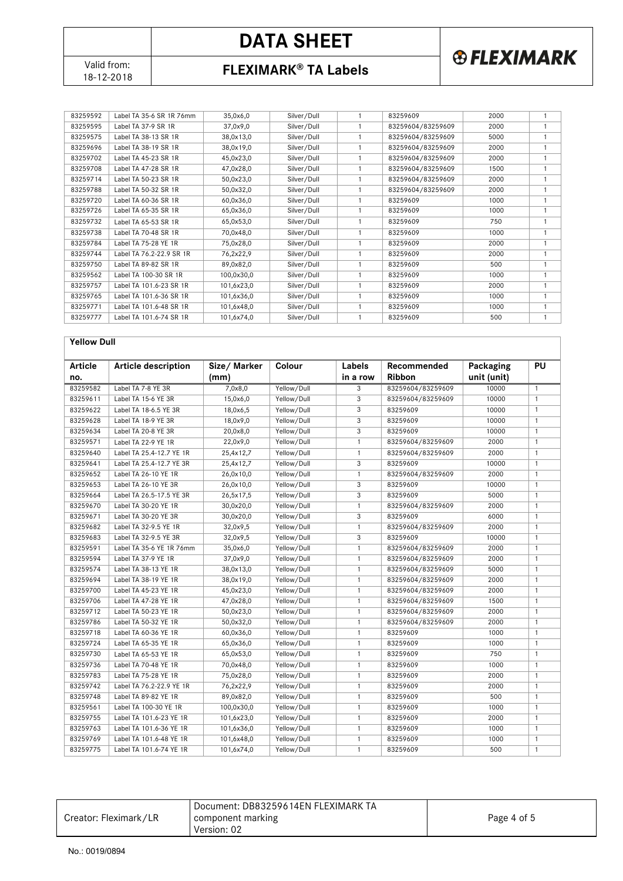| 83259592 | Label TA 35-6 SR 1R 76mm | 35,0x6,0 | Silver/Dull | 1 | 83259609 | 2000 | 1 |
|---|---|---|---|---|---|---|---|
| 83259595 | Label TA 37-9 SR 1R | 37,0x9,0 | Silver/Dull | 1 | 83259604/83259609 | 2000 | 1 |
| 83259575 | Label TA 38-13 SR 1R | 38,0x13,0 | Silver/Dull | 1 | 83259604/83259609 | 5000 | 1 |
| 83259696 | Label TA 38-19 SR 1R | 38,0x19,0 | Silver/Dull | 1 | 83259604/83259609 | 2000 | 1 |
| 83259702 | Label TA 45-23 SR 1R | 45,0x23,0 | Silver/Dull | 1 | 83259604/83259609 | 2000 | 1 |
| 83259708 | Label TA 47-28 SR 1R | 47,0x28,0 | Silver/Dull | 1 | 83259604/83259609 | 1500 | 1 |
| 83259714 | Label TA 50-23 SR 1R | 50,0x23,0 | Silver/Dull | 1 | 83259604/83259609 | 2000 | 1 |
| 83259788 | Label TA 50-32 SR 1R | 50,0x32,0 | Silver/Dull | 1 | 83259604/83259609 | 2000 | 1 |
| 83259720 | Label TA 60-36 SR 1R | 60,0x36,0 | Silver/Dull | 1 | 83259609 | 1000 | 1 |
| 83259726 | Label TA 65-35 SR 1R | 65,0x36,0 | Silver/Dull | 1 | 83259609 | 1000 | 1 |
| 83259732 | Label TA 65-53 SR 1R | 65,0x53,0 | Silver/Dull | 1 | 83259609 | 750 | 1 |
| 83259738 | Label TA 70-48 SR 1R | 70,0x48,0 | Silver/Dull | 1 | 83259609 | 1000 | 1 |
| 83259784 | Label TA 75-28 YE 1R | 75,0x28,0 | Silver/Dull | 1 | 83259609 | 2000 | 1 |
| 83259744 | Label TA 76.2-22.9 SR 1R | 76,2x22,9 | Silver/Dull | 1 | 83259609 | 2000 | 1 |
| 83259750 | Label TA 89-82 SR 1R | 89,0x82,0 | Silver/Dull | 1 | 83259609 | 500 | 1 |
| 83259562 | Label TA 100-30 SR 1R | 100,0x30,0 | Silver/Dull | 1 | 83259609 | 1000 | 1 |
| 83259757 | Label TA 101.6-23 SR 1R | 101,6x23,0 | Silver/Dull | 1 | 83259609 | 2000 | 1 |
| 83259765 | Label TA 101.6-36 SR 1R | 101,6x36,0 | Silver/Dull | 1 | 83259609 | 1000 | 1 |
| 83259771 | Label TA 101.6-48 SR 1R | 101,6x48,0 | Silver/Dull | 1 | 83259609 | 1000 | 1 |
| 83259777 | Label TA 101.6-74 SR 1R | 101,6x74,0 | Silver/Dull | 1 | 83259609 | 500 | 1 |

**Yellow Dull**

| Article no. | Article description | Size/ Marker (mm) | Colour | Labels in a row | Recommended Ribbon | Packaging unit (unit) | PU |
|---|---|---|---|---|---|---|---|
| 83259582 | Label TA 7-8 YE 3R | 7,0x8,0 | Yellow/Dull | 3 | 83259604/83259609 | 10000 | 1 |
| 83259611 | Label TA 15-6 YE 3R | 15,0x6,0 | Yellow/Dull | 3 | 83259604/83259609 | 10000 | 1 |
| 83259622 | Label TA 18-6.5 YE 3R | 18,0x6,5 | Yellow/Dull | 3 | 83259609 | 10000 | 1 |
| 83259628 | Label TA 18-9 YE 3R | 18,0x9,0 | Yellow/Dull | 3 | 83259609 | 10000 | 1 |
| 83259634 | Label TA 20-8 YE 3R | 20,0x8,0 | Yellow/Dull | 3 | 83259609 | 10000 | 1 |
| 83259571 | Label TA 22-9 YE 1R | 22,0x9,0 | Yellow/Dull | 1 | 83259604/83259609 | 2000 | 1 |
| 83259640 | Label TA 25.4-12.7 YE 1R | 25,4x12,7 | Yellow/Dull | 1 | 83259604/83259609 | 2000 | 1 |
| 83259641 | Label TA 25.4-12.7 YE 3R | 25,4x12,7 | Yellow/Dull | 3 | 83259609 | 10000 | 1 |
| 83259652 | Label TA 26-10 YE 1R | 26,0x10,0 | Yellow/Dull | 1 | 83259604/83259609 | 2000 | 1 |
| 83259653 | Label TA 26-10 YE 3R | 26,0x10,0 | Yellow/Dull | 3 | 83259609 | 10000 | 1 |
| 83259664 | Label TA 26.5-17.5 YE 3R | 26,5x17,5 | Yellow/Dull | 3 | 83259609 | 5000 | 1 |
| 83259670 | Label TA 30-20 YE 1R | 30,0x20,0 | Yellow/Dull | 1 | 83259604/83259609 | 2000 | 1 |
| 83259671 | Label TA 30-20 YE 3R | 30,0x20,0 | Yellow/Dull | 3 | 83259609 | 6000 | 1 |
| 83259682 | Label TA 32-9.5 YE 1R | 32,0x9,5 | Yellow/Dull | 1 | 83259604/83259609 | 2000 | 1 |
| 83259683 | Label TA 32-9.5 YE 3R | 32,0x9,5 | Yellow/Dull | 3 | 83259609 | 10000 | 1 |
| 83259591 | Label TA 35-6 YE 1R 76mm | 35,0x6,0 | Yellow/Dull | 1 | 83259604/83259609 | 2000 | 1 |
| 83259594 | Label TA 37-9 YE 1R | 37,0x9,0 | Yellow/Dull | 1 | 83259604/83259609 | 2000 | 1 |
| 83259574 | Label TA 38-13 YE 1R | 38,0x13,0 | Yellow/Dull | 1 | 83259604/83259609 | 5000 | 1 |
| 83259694 | Label TA 38-19 YE 1R | 38,0x19,0 | Yellow/Dull | 1 | 83259604/83259609 | 2000 | 1 |
| 83259700 | Label TA 45-23 YE 1R | 45,0x23,0 | Yellow/Dull | 1 | 83259604/83259609 | 2000 | 1 |
| 83259706 | Label TA 47-28 YE 1R | 47,0x28,0 | Yellow/Dull | 1 | 83259604/83259609 | 1500 | 1 |
| 83259712 | Label TA 50-23 YE 1R | 50,0x23,0 | Yellow/Dull | 1 | 83259604/83259609 | 2000 | 1 |
| 83259786 | Label TA 50-32 YE 1R | 50,0x32,0 | Yellow/Dull | 1 | 83259604/83259609 | 2000 | 1 |
| 83259718 | Label TA 60-36 YE 1R | 60,0x36,0 | Yellow/Dull | 1 | 83259609 | 1000 | 1 |
| 83259724 | Label TA 65-35 YE 1R | 65,0x36,0 | Yellow/Dull | 1 | 83259609 | 1000 | 1 |
| 83259730 | Label TA 65-53 YE 1R | 65,0x53,0 | Yellow/Dull | 1 | 83259609 | 750 | 1 |
| 83259736 | Label TA 70-48 YE 1R | 70,0x48,0 | Yellow/Dull | 1 | 83259609 | 1000 | 1 |
| 83259783 | Label TA 75-28 YE 1R | 75,0x28,0 | Yellow/Dull | 1 | 83259609 | 2000 | 1 |
| 83259742 | Label TA 76.2-22.9 YE 1R | 76,2x22,9 | Yellow/Dull | 1 | 83259609 | 2000 | 1 |
| 83259748 | Label TA 89-82 YE 1R | 89,0x82,0 | Yellow/Dull | 1 | 83259609 | 500 | 1 |
| 83259561 | Label TA 100-30 YE 1R | 100,0x30,0 | Yellow/Dull | 1 | 83259609 | 1000 | 1 |
| 83259755 | Label TA 101.6-23 YE 1R | 101,6x23,0 | Yellow/Dull | 1 | 83259609 | 2000 | 1 |
| 83259763 | Label TA 101.6-36 YE 1R | 101,6x36,0 | Yellow/Dull | 1 | 83259609 | 1000 | 1 |
| 83259769 | Label TA 101.6-48 YE 1R | 101,6x48,0 | Yellow/Dull | 1 | 83259609 | 1000 | 1 |
| 83259775 | Label TA 101.6-74 YE 1R | 101,6x74,0 | Yellow/Dull | 1 | 83259609 | 500 | 1 |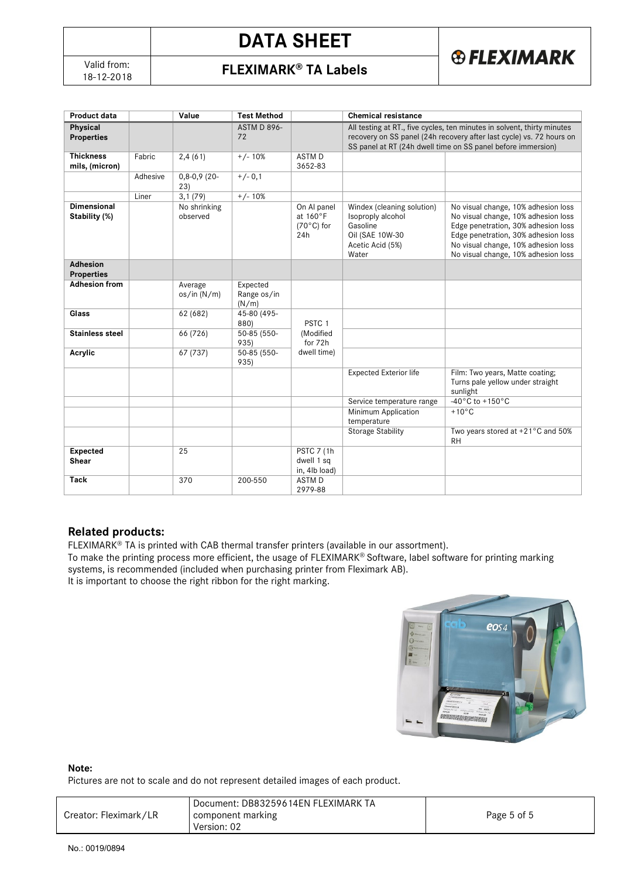# DATA SHEET

Valid from: 18-12-2018

## FLEXIMARK® TA Labels

| Product data | | Value | Test Method | | Chemical resistance | |
|---|---|---|---|---|---|---|
| **Physical Properties** | | | ASTM D 896-72 | | All testing at RT., five cycles, ten minutes in solvent, thirty minutes recovery on SS panel (24h recovery after last cycle) vs. 72 hours on SS panel at RT (24h dwell time on SS panel before immersion) | |
| **Thickness mils, (micron)** | Fabric | 2,4 (61) | +/- 10% | ASTM D 3652-83 | | |
| | Adhesive | 0,8-0,9 (20-23) | +/- 0,1 | | | |
| | Liner | 3,1 (79) | +/- 10% | | | |
| **Dimensional Stability (%)** | | No shrinking observed | | On Al panel at 160°F (70°C) for 24h | Windex (cleaning solution)<br>Isoproply alcohol<br>Gasoline<br>Oil (SAE 10W-30<br>Acetic Acid (5%)<br>Water | No visual change, 10% adhesion loss<br>No visual change, 10% adhesion loss<br>Edge penetration, 30% adhesion loss<br>Edge penetration, 30% adhesion loss<br>No visual change, 10% adhesion loss<br>No visual change, 10% adhesion loss |
| **Adhesion Properties** | | | | | | |
| **Adhesion from** | | Average os/in (N/m) | Expected Range os/in (N/m) | | | |
| **Glass** | | 62 (682) | 45-80 (495-880) | PSTC 1 (Modified for 72h dwell time) | | |
| **Stainless steel** | | 66 (726) | 50-85 (550-935) | | | |
| **Acrylic** | | 67 (737) | 50-85 (550-935) | | | |
| | | | | | Expected Exterior life | Film: Two years, Matte coating; Turns pale yellow under straight sunlight |
| | | | | | Service temperature range | -40°C to +150°C |
| | | | | | Minimum Application temperature | +10°C |
| | | | | | Storage Stability | Two years stored at +21°C and 50% RH |
| **Expected Shear** | | 25 | | PSTC 7 (1h dwell 1 sq in, 4lb load) | | |
| **Tack** | | 370 | 200-550 | ASTM D 2979-88 | | |

### Related products:

FLEXIMARK® TA is printed with CAB thermal transfer printers (available in our assortment).
To make the printing process more efficient, the usage of FLEXIMARK® Software, label software for printing marking systems, is recommended (included when purchasing printer from Fleximark AB).
It is important to choose the right ribbon for the right marking.

**Note:**
Pictures are not to scale and do not represent detailed images of each product.

| | | |
|---|---|---|
| Creator: Fleximark/LR | Document: DB83259614EN FLEXIMARK TA component marking<br>Version: 02 | |

No.: 0019/0894